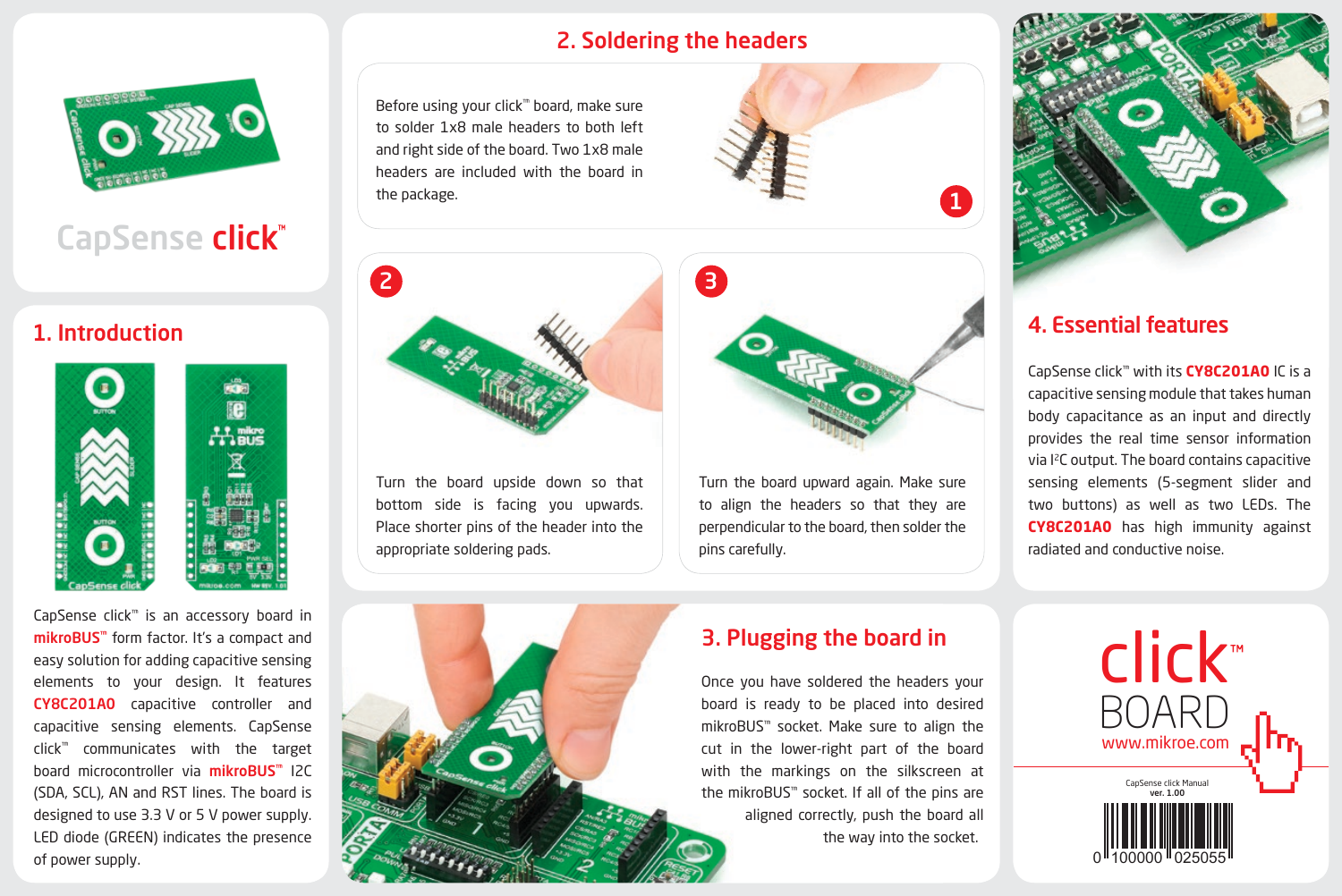# CapSense click™

## 1. Introduction

CapSense click™ is an accessory board in **mikroBUS™** form factor. It's a compact and easy solution for adding capacitive sensing elements to your design. It features **CY8C201A0** capacitive controller and capacitive sensing elements. CapSense click™ communicates with the target board microcontroller via **mikroBUS™** I2C (SDA, SCL), AN and RST lines. The board is designed to use 3.3 V or 5 V power supply. LED diode (GREEN) indicates the presence of power supply.

## 2. Soldering the headers

Before using your click™ board, make sure to solder 1x8 male headers to both left and right side of the board. Two 1x8 male headers are included with the board in the package.

**1**

**2** Turn the board upside down so that bottom side is facing you upwards. Place shorter pins of the header into the appropriate soldering pads.

**3** Turn the board upward again. Make sure to align the headers so that they are perpendicular to the board, then solder the pins carefully.

## 3. Plugging the board in

Once you have soldered the headers your board is ready to be placed into desired mikroBUS™ socket. Make sure to align the cut in the lower-right part of the board with the markings on the silkscreen at the mikroBUS™ socket. If all of the pins are aligned correctly, push the board all the way into the socket.

## 4. Essential features

CapSense click™ with its **CY8C201A0** IC is a capacitive sensing module that takes human body capacitance as an input and directly provides the real time sensor information via I²C output. The board contains capacitive sensing elements (5-segment slider and two buttons) as well as two LEDs. The **CY8C201A0** has high immunity against radiated and conductive noise.

click™ BOARD

www.mikroe.com

CapSense click Manual
ver. 1.00

0 100000 025055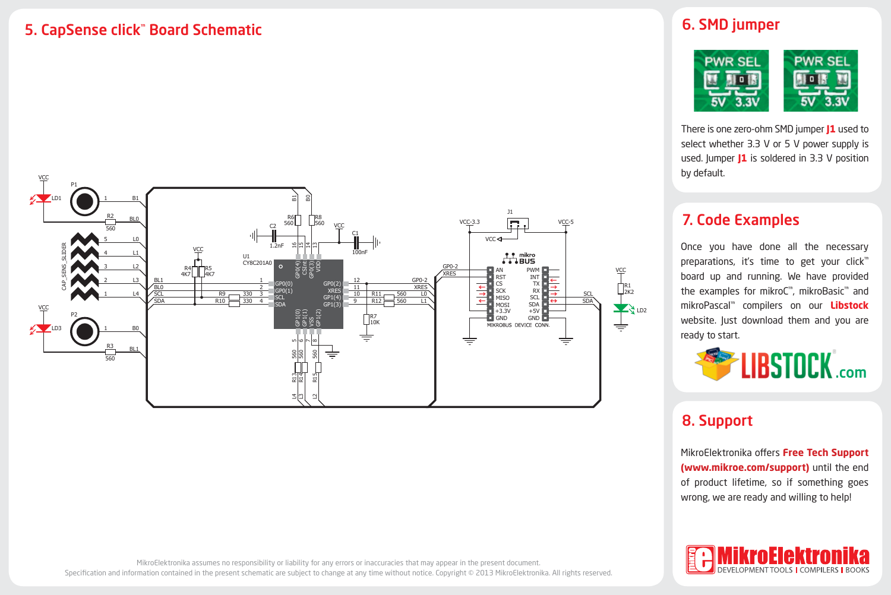## 5. CapSense click™ Board Schematic

## 6. SMD jumper

PWR SEL
5V 3.3V

PWR SEL
5V 3.3V

There is one zero-ohm SMD jumper **J1** used to select whether 3.3 V or 5 V power supply is used. Jumper **J1** is soldered in 3.3 V position by default.

## 7. Code Examples

Once you have done all the necessary preparations, it's time to get your click™ board up and running. We have provided the examples for mikroC™, mikroBasic™ and mikroPascal™ compilers on our **Libstock** website. Just download them and you are ready to start.

## 8. Support

MikroElektronika offers **Free Tech Support (www.mikroe.com/support)** until the end of product lifetime, so if something goes wrong, we are ready and willing to help!

MikroElektronika assumes no responsibility or liability for any errors or inaccuracies that may appear in the present document.
Specification and information contained in the present schematic are subject to change at any time without notice. Copyright © 2013 MikroElektronika. All rights reserved.